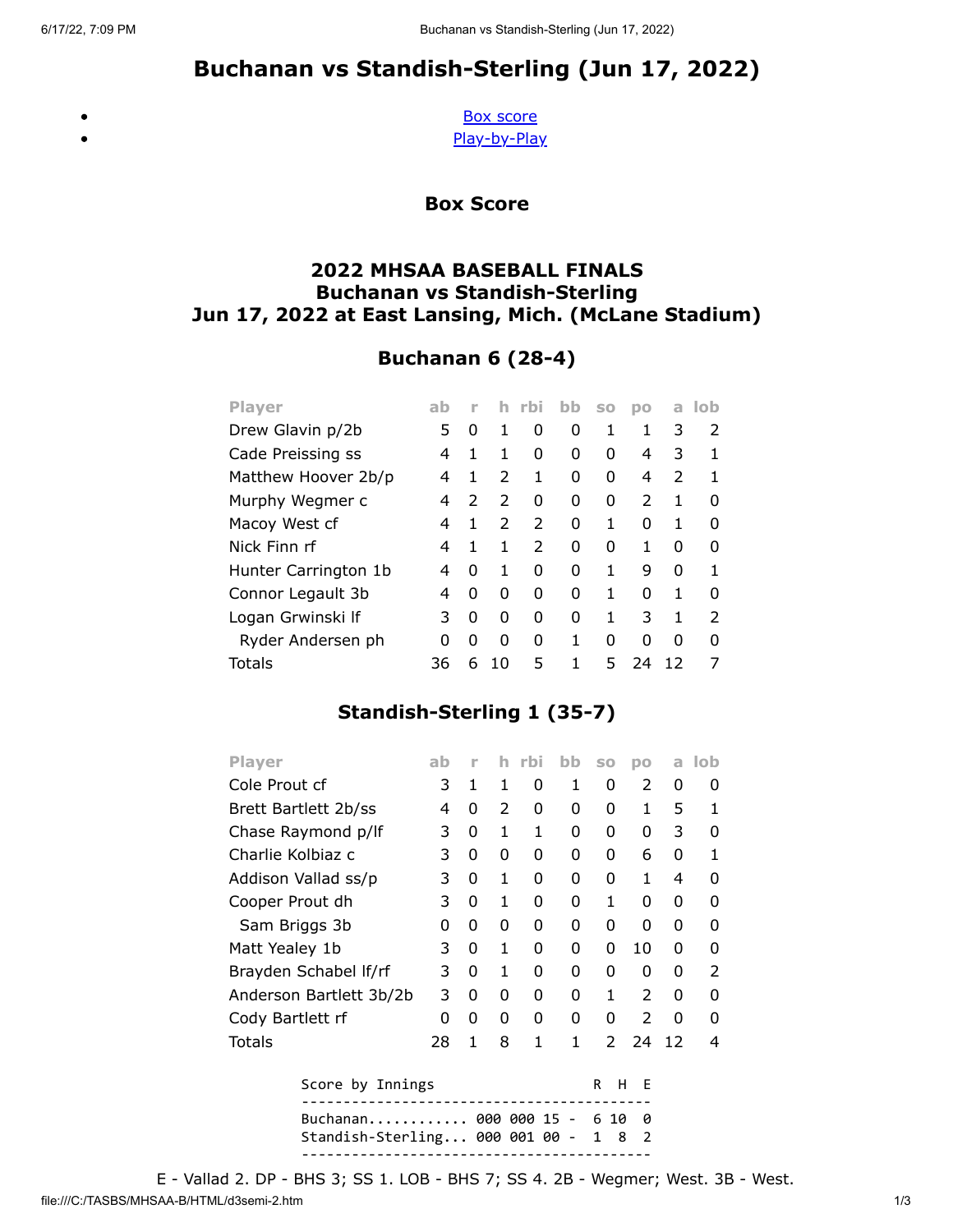# Buchanan vs Standish-Sterling (Jun 17, 2022)

- Box score
- Play-by-Play

## Box Score

### 2022 MHSAA BASEBALL FINALS
### Buchanan vs Standish-Sterling
### Jun 17, 2022 at East Lansing, Mich. (McLane Stadium)

### Buchanan 6 (28-4)

| Player | ab | r | h | rbi | bb | so | po | a | lob |
|---|---|---|---|---|---|---|---|---|---|
| Drew Glavin p/2b | 5 | 0 | 1 | 0 | 0 | 1 | 1 | 3 | 2 |
| Cade Preissing ss | 4 | 1 | 1 | 0 | 0 | 0 | 4 | 3 | 1 |
| Matthew Hoover 2b/p | 4 | 1 | 2 | 1 | 0 | 0 | 4 | 2 | 1 |
| Murphy Wegmer c | 4 | 2 | 2 | 0 | 0 | 0 | 2 | 1 | 0 |
| Macoy West cf | 4 | 1 | 2 | 2 | 0 | 1 | 0 | 1 | 0 |
| Nick Finn rf | 4 | 1 | 1 | 2 | 0 | 0 | 1 | 0 | 0 |
| Hunter Carrington 1b | 4 | 0 | 1 | 0 | 0 | 1 | 9 | 0 | 1 |
| Connor Legault 3b | 4 | 0 | 0 | 0 | 0 | 1 | 0 | 1 | 0 |
| Logan Grwinski lf | 3 | 0 | 0 | 0 | 0 | 1 | 3 | 1 | 2 |
| Ryder Andersen ph | 0 | 0 | 0 | 0 | 1 | 0 | 0 | 0 | 0 |
| Totals | 36 | 6 | 10 | 5 | 1 | 5 | 24 | 12 | 7 |

### Standish-Sterling 1 (35-7)

| Player | ab | r | h | rbi | bb | so | po | a | lob |
|---|---|---|---|---|---|---|---|---|---|
| Cole Prout cf | 3 | 1 | 1 | 0 | 1 | 0 | 2 | 0 | 0 |
| Brett Bartlett 2b/ss | 4 | 0 | 2 | 0 | 0 | 0 | 1 | 5 | 1 |
| Chase Raymond p/lf | 3 | 0 | 1 | 1 | 0 | 0 | 0 | 3 | 0 |
| Charlie Kolbiaz c | 3 | 0 | 0 | 0 | 0 | 0 | 6 | 0 | 1 |
| Addison Vallad ss/p | 3 | 0 | 1 | 0 | 0 | 0 | 1 | 4 | 0 |
| Cooper Prout dh | 3 | 0 | 1 | 0 | 0 | 1 | 0 | 0 | 0 |
| Sam Briggs 3b | 0 | 0 | 0 | 0 | 0 | 0 | 0 | 0 | 0 |
| Matt Yealey 1b | 3 | 0 | 1 | 0 | 0 | 0 | 10 | 0 | 0 |
| Brayden Schabel lf/rf | 3 | 0 | 1 | 0 | 0 | 0 | 0 | 0 | 2 |
| Anderson Bartlett 3b/2b | 3 | 0 | 0 | 0 | 0 | 1 | 2 | 0 | 0 |
| Cody Bartlett rf | 0 | 0 | 0 | 0 | 0 | 0 | 2 | 0 | 0 |
| Totals | 28 | 1 | 8 | 1 | 1 | 2 | 24 | 12 | 4 |

```
Score by Innings                    R  H  E
-------------------------------------------
Buchanan............ 000 000 15 -  6 10  0
Standish-Sterling... 000 001 00 -  1  8  2
-------------------------------------------
```

E - Vallad 2. DP - BHS 3; SS 1. LOB - BHS 7; SS 4. 2B - Wegmer; West. 3B - West.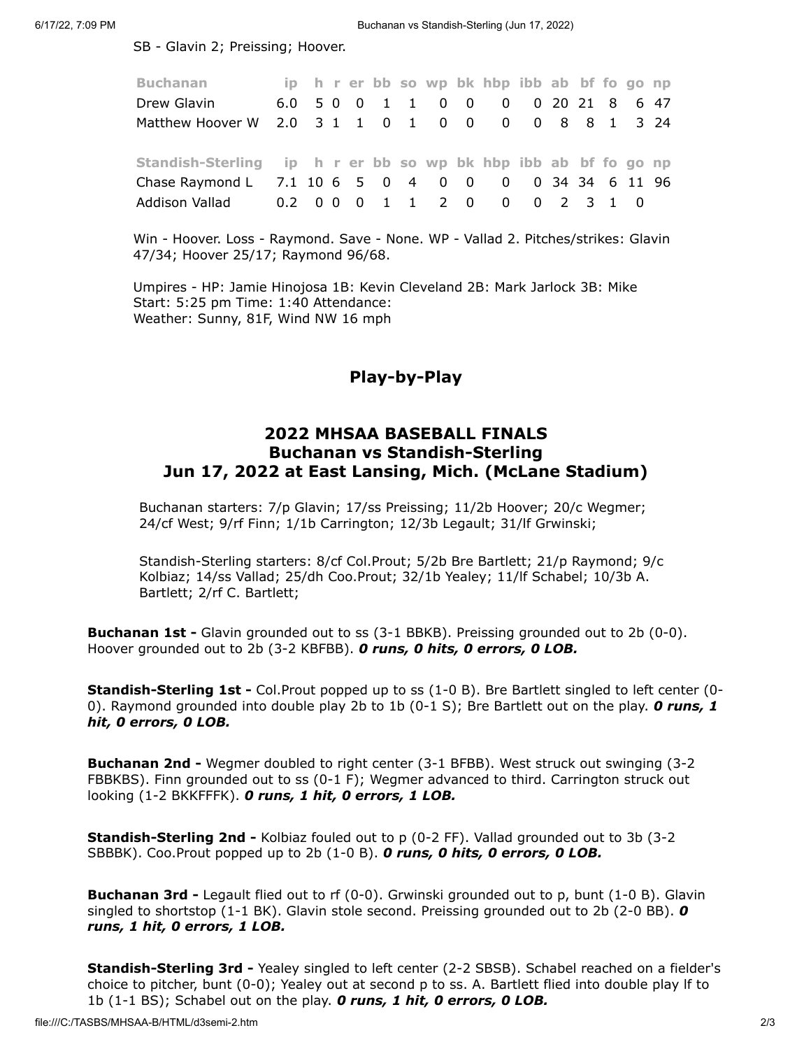SB - Glavin 2; Preissing; Hoover.

| Buchanan | ip | h | r | er | bb | so | wp | bk | hbp | ibb | ab | bf | fo | go | np |
|---|---|---|---|---|---|---|---|---|---|---|---|---|---|---|---|
| Drew Glavin | 6.0 | 5 | 0 | 0 | 1 | 1 | 0 | 0 | 0 | 0 | 20 | 21 | 8 | 6 | 47 |
| Matthew Hoover W | 2.0 | 3 | 1 | 1 | 0 | 1 | 0 | 0 | 0 | 0 | 8 | 8 | 1 | 3 | 24 |

| Standish-Sterling | ip | h | r | er | bb | so | wp | bk | hbp | ibb | ab | bf | fo | go | np |
|---|---|---|---|---|---|---|---|---|---|---|---|---|---|---|---|
| Chase Raymond L | 7.1 | 10 | 6 | 5 | 0 | 4 | 0 | 0 | 0 | 0 | 34 | 34 | 6 | 11 | 96 |
| Addison Vallad | 0.2 | 0 | 0 | 0 | 1 | 1 | 2 | 0 | 0 | 0 | 2 | 3 | 1 | 0 | |

Win - Hoover. Loss - Raymond. Save - None. WP - Vallad 2. Pitches/strikes: Glavin 47/34; Hoover 25/17; Raymond 96/68.

Umpires - HP: Jamie Hinojosa 1B: Kevin Cleveland 2B: Mark Jarlock 3B: Mike
Start: 5:25 pm Time: 1:40 Attendance:
Weather: Sunny, 81F, Wind NW 16 mph

## Play-by-Play

### 2022 MHSAA BASEBALL FINALS
### Buchanan vs Standish-Sterling
### Jun 17, 2022 at East Lansing, Mich. (McLane Stadium)

Buchanan starters: 7/p Glavin; 17/ss Preissing; 11/2b Hoover; 20/c Wegmer; 24/cf West; 9/rf Finn; 1/1b Carrington; 12/3b Legault; 31/lf Grwinski;

Standish-Sterling starters: 8/cf Col.Prout; 5/2b Bre Bartlett; 21/p Raymond; 9/c Kolbiaz; 14/ss Vallad; 25/dh Coo.Prout; 32/1b Yealey; 11/lf Schabel; 10/3b A. Bartlett; 2/rf C. Bartlett;

**Buchanan 1st -** Glavin grounded out to ss (3-1 BBKB). Preissing grounded out to 2b (0-0). Hoover grounded out to 2b (3-2 KBFBB). ***0 runs, 0 hits, 0 errors, 0 LOB.***

**Standish-Sterling 1st -** Col.Prout popped up to ss (1-0 B). Bre Bartlett singled to left center (0-0). Raymond grounded into double play 2b to 1b (0-1 S); Bre Bartlett out on the play. ***0 runs, 1 hit, 0 errors, 0 LOB.***

**Buchanan 2nd -** Wegmer doubled to right center (3-1 BFBB). West struck out swinging (3-2 FBBKBS). Finn grounded out to ss (0-1 F); Wegmer advanced to third. Carrington struck out looking (1-2 BKKFFFK). ***0 runs, 1 hit, 0 errors, 1 LOB.***

**Standish-Sterling 2nd -** Kolbiaz fouled out to p (0-2 FF). Vallad grounded out to 3b (3-2 SBBBK). Coo.Prout popped up to 2b (1-0 B). ***0 runs, 0 hits, 0 errors, 0 LOB.***

**Buchanan 3rd -** Legault flied out to rf (0-0). Grwinski grounded out to p, bunt (1-0 B). Glavin singled to shortstop (1-1 BK). Glavin stole second. Preissing grounded out to 2b (2-0 BB). ***0 runs, 1 hit, 0 errors, 1 LOB.***

**Standish-Sterling 3rd -** Yealey singled to left center (2-2 SBSB). Schabel reached on a fielder's choice to pitcher, bunt (0-0); Yealey out at second p to ss. A. Bartlett flied into double play lf to 1b (1-1 BS); Schabel out on the play. ***0 runs, 1 hit, 0 errors, 0 LOB.***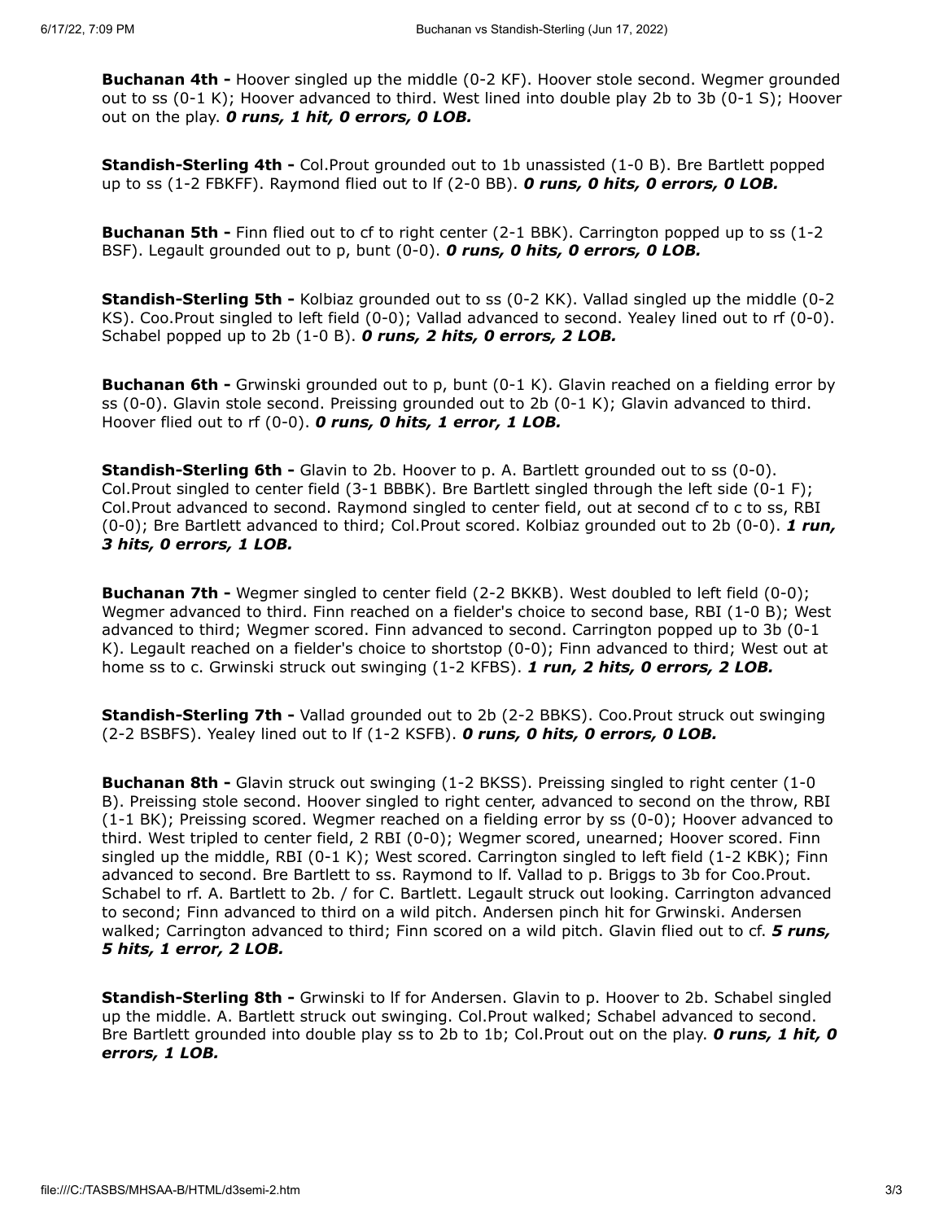**Buchanan 4th -** Hoover singled up the middle (0-2 KF). Hoover stole second. Wegmer grounded out to ss (0-1 K); Hoover advanced to third. West lined into double play 2b to 3b (0-1 S); Hoover out on the play. ***0 runs, 1 hit, 0 errors, 0 LOB.***

**Standish-Sterling 4th -** Col.Prout grounded out to 1b unassisted (1-0 B). Bre Bartlett popped up to ss (1-2 FBKFF). Raymond flied out to lf (2-0 BB). ***0 runs, 0 hits, 0 errors, 0 LOB.***

**Buchanan 5th -** Finn flied out to cf to right center (2-1 BBK). Carrington popped up to ss (1-2 BSF). Legault grounded out to p, bunt (0-0). ***0 runs, 0 hits, 0 errors, 0 LOB.***

**Standish-Sterling 5th -** Kolbiaz grounded out to ss (0-2 KK). Vallad singled up the middle (0-2 KS). Coo.Prout singled to left field (0-0); Vallad advanced to second. Yealey lined out to rf (0-0). Schabel popped up to 2b (1-0 B). ***0 runs, 2 hits, 0 errors, 2 LOB.***

**Buchanan 6th -** Grwinski grounded out to p, bunt (0-1 K). Glavin reached on a fielding error by ss (0-0). Glavin stole second. Preissing grounded out to 2b (0-1 K); Glavin advanced to third. Hoover flied out to rf (0-0). ***0 runs, 0 hits, 1 error, 1 LOB.***

**Standish-Sterling 6th -** Glavin to 2b. Hoover to p. A. Bartlett grounded out to ss (0-0). Col.Prout singled to center field (3-1 BBBK). Bre Bartlett singled through the left side (0-1 F); Col.Prout advanced to second. Raymond singled to center field, out at second cf to c to ss, RBI (0-0); Bre Bartlett advanced to third; Col.Prout scored. Kolbiaz grounded out to 2b (0-0). ***1 run, 3 hits, 0 errors, 1 LOB.***

**Buchanan 7th -** Wegmer singled to center field (2-2 BKKB). West doubled to left field (0-0); Wegmer advanced to third. Finn reached on a fielder's choice to second base, RBI (1-0 B); West advanced to third; Wegmer scored. Finn advanced to second. Carrington popped up to 3b (0-1 K). Legault reached on a fielder's choice to shortstop (0-0); Finn advanced to third; West out at home ss to c. Grwinski struck out swinging (1-2 KFBS). ***1 run, 2 hits, 0 errors, 2 LOB.***

**Standish-Sterling 7th -** Vallad grounded out to 2b (2-2 BBKS). Coo.Prout struck out swinging (2-2 BSBFS). Yealey lined out to lf (1-2 KSFB). ***0 runs, 0 hits, 0 errors, 0 LOB.***

**Buchanan 8th -** Glavin struck out swinging (1-2 BKSS). Preissing singled to right center (1-0 B). Preissing stole second. Hoover singled to right center, advanced to second on the throw, RBI (1-1 BK); Preissing scored. Wegmer reached on a fielding error by ss (0-0); Hoover advanced to third. West tripled to center field, 2 RBI (0-0); Wegmer scored, unearned; Hoover scored. Finn singled up the middle, RBI (0-1 K); West scored. Carrington singled to left field (1-2 KBK); Finn advanced to second. Bre Bartlett to ss. Raymond to lf. Vallad to p. Briggs to 3b for Coo.Prout. Schabel to rf. A. Bartlett to 2b. / for C. Bartlett. Legault struck out looking. Carrington advanced to second; Finn advanced to third on a wild pitch. Andersen pinch hit for Grwinski. Andersen walked; Carrington advanced to third; Finn scored on a wild pitch. Glavin flied out to cf. ***5 runs, 5 hits, 1 error, 2 LOB.***

**Standish-Sterling 8th -** Grwinski to lf for Andersen. Glavin to p. Hoover to 2b. Schabel singled up the middle. A. Bartlett struck out swinging. Col.Prout walked; Schabel advanced to second. Bre Bartlett grounded into double play ss to 2b to 1b; Col.Prout out on the play. ***0 runs, 1 hit, 0 errors, 1 LOB.***